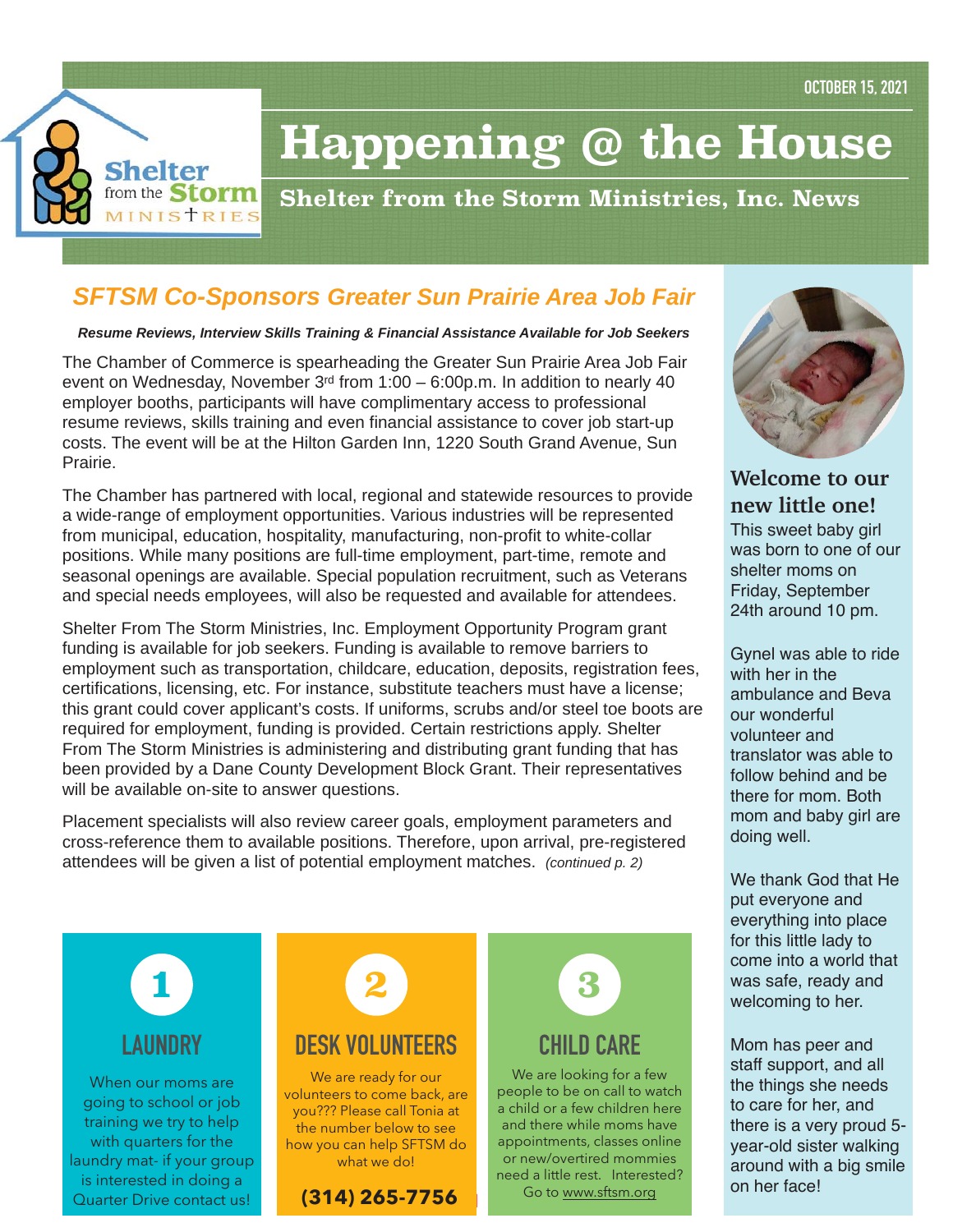OCTOBER 15, 2021

Shelter from the Storm MINISTRIES

# Happening @ the House

**Shelter from the Storm Ministries, Inc. News**

## SFTSM Co-Sponsors Greater Sun Prairie Area Job Fair

***Resume Reviews, Interview Skills Training & Financial Assistance Available for Job Seekers***

The Chamber of Commerce is spearheading the Greater Sun Prairie Area Job Fair event on Wednesday, November 3rd from 1:00 – 6:00p.m. In addition to nearly 40 employer booths, participants will have complimentary access to professional resume reviews, skills training and even financial assistance to cover job start-up costs. The event will be at the Hilton Garden Inn, 1220 South Grand Avenue, Sun Prairie.

The Chamber has partnered with local, regional and statewide resources to provide a wide-range of employment opportunities. Various industries will be represented from municipal, education, hospitality, manufacturing, non-profit to white-collar positions. While many positions are full-time employment, part-time, remote and seasonal openings are available. Special population recruitment, such as Veterans and special needs employees, will also be requested and available for attendees.

Shelter From The Storm Ministries, Inc. Employment Opportunity Program grant funding is available for job seekers. Funding is available to remove barriers to employment such as transportation, childcare, education, deposits, registration fees, certifications, licensing, etc. For instance, substitute teachers must have a license; this grant could cover applicant's costs. If uniforms, scrubs and/or steel toe boots are required for employment, funding is provided. Certain restrictions apply. Shelter From The Storm Ministries is administering and distributing grant funding that has been provided by a Dane County Development Block Grant. Their representatives will be available on-site to answer questions.

Placement specialists will also review career goals, employment parameters and cross-reference them to available positions. Therefore, upon arrival, pre-registered attendees will be given a list of potential employment matches. *(continued p. 2)*

### 1 LAUNDRY

When our moms are going to school or job training we try to help with quarters for the laundry mat- if your group is interested in doing a Quarter Drive contact us!

### 2 DESK VOLUNTEERS

We are ready for our volunteers to come back, are you??? Please call Tonia at the number below to see how you can help SFTSM do what we do!

**(314) 265-7756**

### 3 CHILD CARE

We are looking for a few people to be on call to watch a child or a few children here and there while moms have appointments, classes online or new/overtired mommies need a little rest. Interested? Go to www.sftsm.org

### Welcome to our new little one!

This sweet baby girl was born to one of our shelter moms on Friday, September 24th around 10 pm.

Gynel was able to ride with her in the ambulance and Beva our wonderful volunteer and translator was able to follow behind and be there for mom. Both mom and baby girl are doing well.

We thank God that He put everyone and everything into place for this little lady to come into a world that was safe, ready and welcoming to her.

Mom has peer and staff support, and all the things she needs to care for her, and there is a very proud 5-year-old sister walking around with a big smile on her face!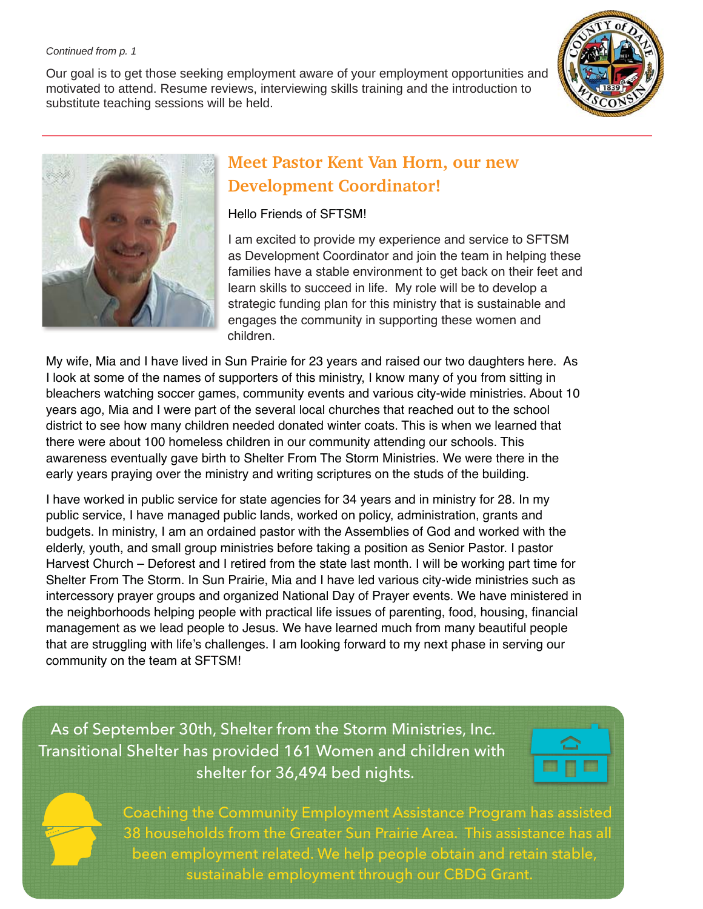*Continued from p. 1*

Our goal is to get those seeking employment aware of your employment opportunities and motivated to attend. Resume reviews, interviewing skills training and the introduction to substitute teaching sessions will be held.

## Meet Pastor Kent Van Horn, our new Development Coordinator!

Hello Friends of SFTSM!

I am excited to provide my experience and service to SFTSM as Development Coordinator and join the team in helping these families have a stable environment to get back on their feet and learn skills to succeed in life. My role will be to develop a strategic funding plan for this ministry that is sustainable and engages the community in supporting these women and children.

My wife, Mia and I have lived in Sun Prairie for 23 years and raised our two daughters here. As I look at some of the names of supporters of this ministry, I know many of you from sitting in bleachers watching soccer games, community events and various city-wide ministries. About 10 years ago, Mia and I were part of the several local churches that reached out to the school district to see how many children needed donated winter coats. This is when we learned that there were about 100 homeless children in our community attending our schools. This awareness eventually gave birth to Shelter From The Storm Ministries. We were there in the early years praying over the ministry and writing scriptures on the studs of the building.

I have worked in public service for state agencies for 34 years and in ministry for 28. In my public service, I have managed public lands, worked on policy, administration, grants and budgets. In ministry, I am an ordained pastor with the Assemblies of God and worked with the elderly, youth, and small group ministries before taking a position as Senior Pastor. I pastor Harvest Church – Deforest and I retired from the state last month. I will be working part time for Shelter From The Storm. In Sun Prairie, Mia and I have led various city-wide ministries such as intercessory prayer groups and organized National Day of Prayer events. We have ministered in the neighborhoods helping people with practical life issues of parenting, food, housing, financial management as we lead people to Jesus. We have learned much from many beautiful people that are struggling with life's challenges. I am looking forward to my next phase in serving our community on the team at SFTSM!

As of September 30th, Shelter from the Storm Ministries, Inc. Transitional Shelter has provided 161 Women and children with shelter for 36,494 bed nights.

Coaching the Community Employment Assistance Program has assisted 38 households from the Greater Sun Prairie Area. This assistance has all been employment related. We help people obtain and retain stable, sustainable employment through our CBDG Grant.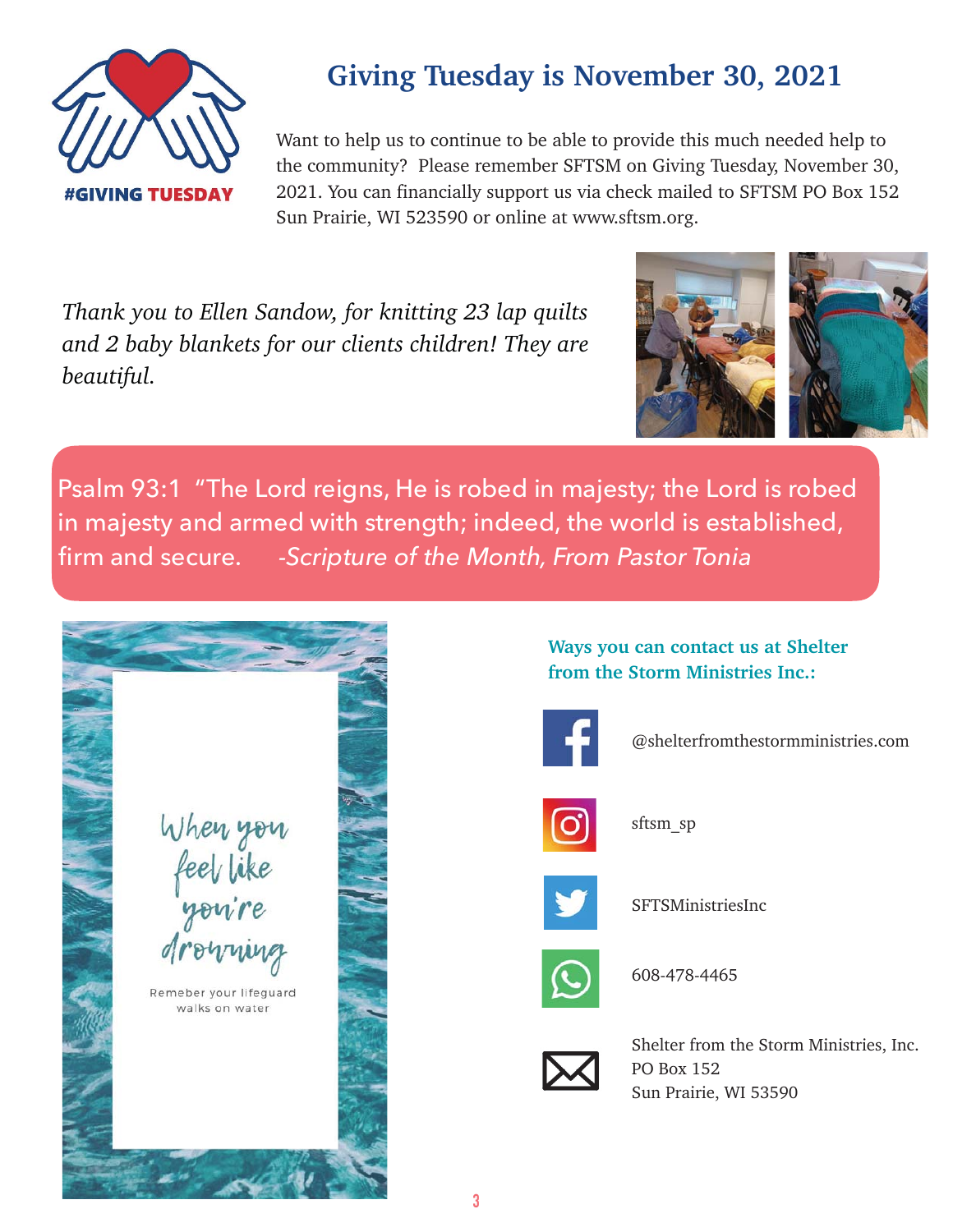#GIVING TUESDAY

## Giving Tuesday is November 30, 2021

Want to help us to continue to be able to provide this much needed help to the community? Please remember SFTSM on Giving Tuesday, November 30, 2021. You can financially support us via check mailed to SFTSM PO Box 152 Sun Prairie, WI 523590 or online at www.sftsm.org.

*Thank you to Ellen Sandow, for knitting 23 lap quilts and 2 baby blankets for our clients children! They are beautiful.*

Psalm 93:1 "The Lord reigns, He is robed in majesty; the Lord is robed in majesty and armed with strength; indeed, the world is established, firm and secure. *-Scripture of the Month, From Pastor Tonia*

When you feel like you're drowning

Remeber your lifeguard walks on water

### Ways you can contact us at Shelter from the Storm Ministries Inc.:

@shelterfromthestormministries.com

sftsm_sp

SFTSMinistriesInc

608-478-4465

Shelter from the Storm Ministries, Inc.
PO Box 152
Sun Prairie, WI 53590